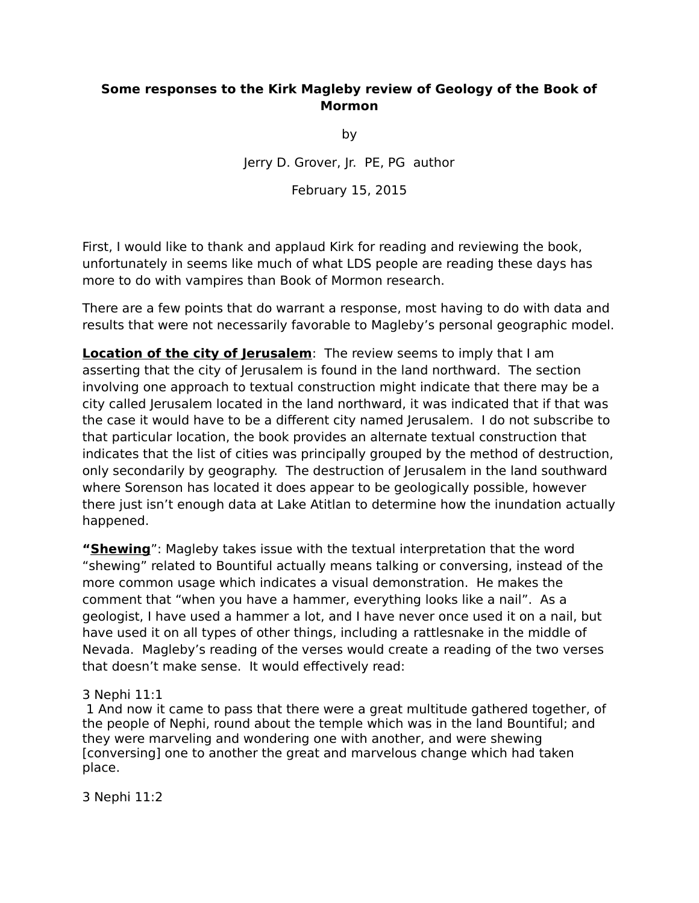**Some responses to the Kirk Magleby review of Geology of the Book of Mormon**

by

Jerry D. Grover, Jr. PE, PG author

February 15, 2015

First, I would like to thank and applaud Kirk for reading and reviewing the book, unfortunately in seems like much of what LDS people are reading these days has more to do with vampires than Book of Mormon research.

There are a few points that do warrant a response, most having to do with data and results that were not necessarily favorable to Magleby's personal geographic model.

**<u>Location of the city of Jerusalem</u>**: The review seems to imply that I am asserting that the city of Jerusalem is found in the land northward. The section involving one approach to textual construction might indicate that there may be a city called Jerusalem located in the land northward, it was indicated that if that was the case it would have to be a different city named Jerusalem. I do not subscribe to that particular location, the book provides an alternate textual construction that indicates that the list of cities was principally grouped by the method of destruction, only secondarily by geography. The destruction of Jerusalem in the land southward where Sorenson has located it does appear to be geologically possible, however there just isn't enough data at Lake Atitlan to determine how the inundation actually happened.

**"<u>Shewing</u>"**: Magleby takes issue with the textual interpretation that the word "shewing" related to Bountiful actually means talking or conversing, instead of the more common usage which indicates a visual demonstration. He makes the comment that "when you have a hammer, everything looks like a nail". As a geologist, I have used a hammer a lot, and I have never once used it on a nail, but have used it on all types of other things, including a rattlesnake in the middle of Nevada. Magleby's reading of the verses would create a reading of the two verses that doesn't make sense. It would effectively read:

3 Nephi 11:1
1 And now it came to pass that there were a great multitude gathered together, of the people of Nephi, round about the temple which was in the land Bountiful; and they were marveling and wondering one with another, and were shewing [conversing] one to another the great and marvelous change which had taken place.

3 Nephi 11:2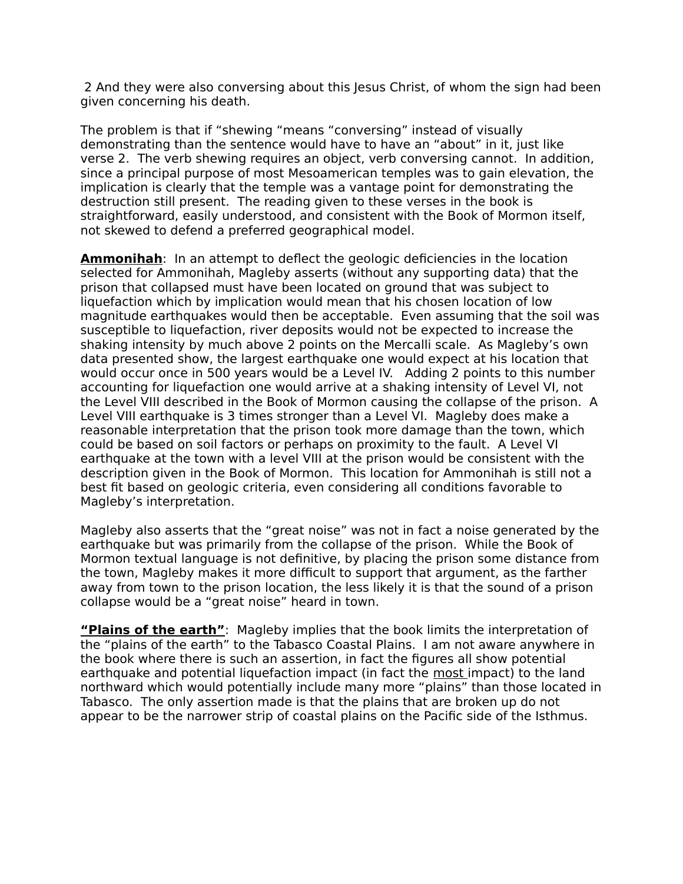2 And they were also conversing about this Jesus Christ, of whom the sign had been given concerning his death.

The problem is that if "shewing "means "conversing" instead of visually demonstrating than the sentence would have to have an "about" in it, just like verse 2. The verb shewing requires an object, verb conversing cannot. In addition, since a principal purpose of most Mesoamerican temples was to gain elevation, the implication is clearly that the temple was a vantage point for demonstrating the destruction still present. The reading given to these verses in the book is straightforward, easily understood, and consistent with the Book of Mormon itself, not skewed to defend a preferred geographical model.

**<u>Ammonihah</u>**: In an attempt to deflect the geologic deficiencies in the location selected for Ammonihah, Magleby asserts (without any supporting data) that the prison that collapsed must have been located on ground that was subject to liquefaction which by implication would mean that his chosen location of low magnitude earthquakes would then be acceptable. Even assuming that the soil was susceptible to liquefaction, river deposits would not be expected to increase the shaking intensity by much above 2 points on the Mercalli scale. As Magleby's own data presented show, the largest earthquake one would expect at his location that would occur once in 500 years would be a Level IV. Adding 2 points to this number accounting for liquefaction one would arrive at a shaking intensity of Level VI, not the Level VIII described in the Book of Mormon causing the collapse of the prison. A Level VIII earthquake is 3 times stronger than a Level VI. Magleby does make a reasonable interpretation that the prison took more damage than the town, which could be based on soil factors or perhaps on proximity to the fault. A Level VI earthquake at the town with a level VIII at the prison would be consistent with the description given in the Book of Mormon. This location for Ammonihah is still not a best fit based on geologic criteria, even considering all conditions favorable to Magleby's interpretation.

Magleby also asserts that the "great noise" was not in fact a noise generated by the earthquake but was primarily from the collapse of the prison. While the Book of Mormon textual language is not definitive, by placing the prison some distance from the town, Magleby makes it more difficult to support that argument, as the farther away from town to the prison location, the less likely it is that the sound of a prison collapse would be a "great noise" heard in town.

**<u>"Plains of the earth"</u>**: Magleby implies that the book limits the interpretation of the "plains of the earth" to the Tabasco Coastal Plains. I am not aware anywhere in the book where there is such an assertion, in fact the figures all show potential earthquake and potential liquefaction impact (in fact the <u>most</u> impact) to the land northward which would potentially include many more "plains" than those located in Tabasco. The only assertion made is that the plains that are broken up do not appear to be the narrower strip of coastal plains on the Pacific side of the Isthmus.